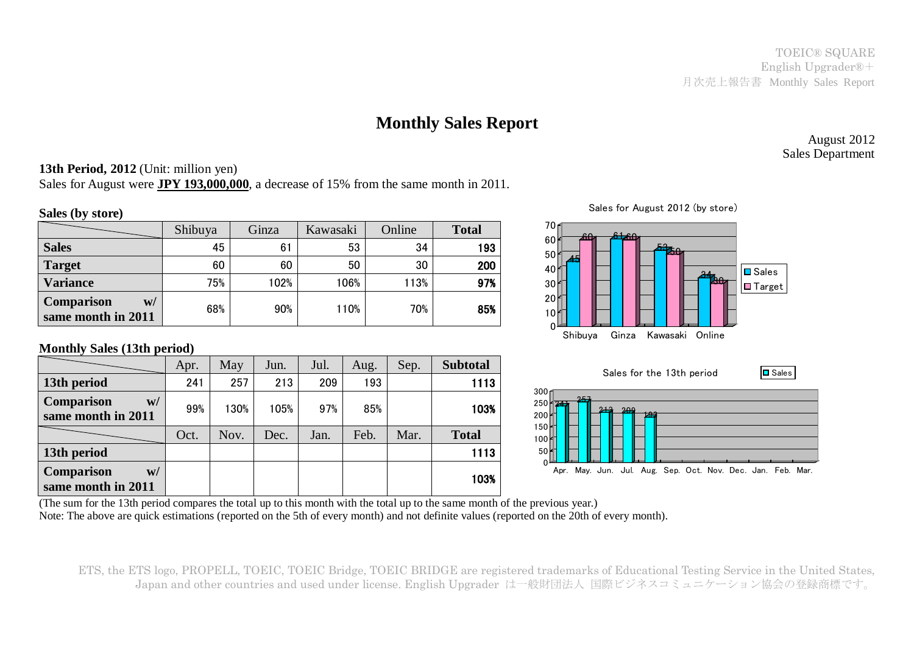TOEIC® SQUARE
English Upgrader®＋
月次売上報告書 Monthly Sales Report

# Monthly Sales Report

August 2012
Sales Department

**13th Period, 2012** (Unit: million yen)
Sales for August were **JPY 193,000,000**, a decrease of 15% from the same month in 2011.

**Sales (by store)**

| | Shibuya | Ginza | Kawasaki | Online | **Total** |
|---|---|---|---|---|---|
| **Sales** | 45 | 61 | 53 | 34 | **193** |
| **Target** | 60 | 60 | 50 | 30 | **200** |
| **Variance** | 75% | 102% | 106% | 113% | **97%** |
| **Comparison w/ same month in 2011** | 68% | 90% | 110% | 70% | **85%** |

Sales for August 2012 (by store)

| | Shibuya | Ginza | Kawasaki | Online |
|---|---|---|---|---|
| Sales | 45 | 61 | 53 | 34 |
| Target | 60 | 60 | 50 | 30 |

**Monthly Sales (13th period)**

| | Apr. | May | Jun. | Jul. | Aug. | Sep. | **Subtotal** |
|---|---|---|---|---|---|---|---|
| **13th period** | 241 | 257 | 213 | 209 | 193 | | **1113** |
| **Comparison w/ same month in 2011** | 99% | 130% | 105% | 97% | 85% | | **103%** |
| | **Oct.** | **Nov.** | **Dec.** | **Jan.** | **Feb.** | **Mar.** | **Total** |
| **13th period** | | | | | | | **1113** |
| **Comparison w/ same month in 2011** | | | | | | | **103%** |

Sales for the 13th period

| | Apr. | May. | Jun. | Jul. | Aug. | Sep. | Oct. | Nov. | Dec. | Jan. | Feb. | Mar. |
|---|---|---|---|---|---|---|---|---|---|---|---|---|
| Sales | 241 | 257 | 213 | 209 | 193 | | | | | | | |

(The sum for the 13th period compares the total up to this month with the total up to the same month of the previous year.)
Note: The above are quick estimations (reported on the 5th of every month) and not definite values (reported on the 20th of every month).

ETS, the ETS logo, PROPELL, TOEIC, TOEIC Bridge, TOEIC BRIDGE are registered trademarks of Educational Testing Service in the United States, Japan and other countries and used under license. English Upgrader は一般財団法人 国際ビジネスコミュニケーション協会の登録商標です。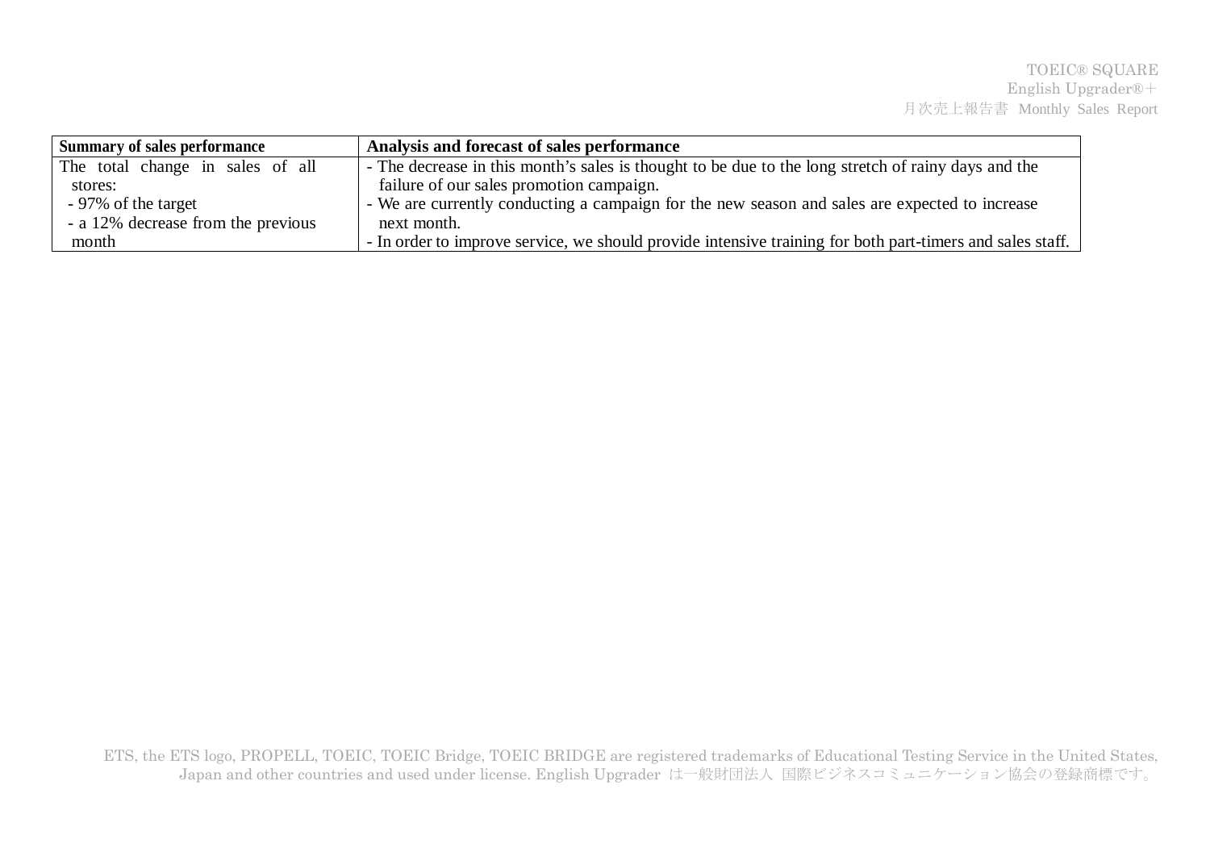| Summary of sales performance | Analysis and forecast of sales performance |
|---|---|
| The total change in sales of all stores:<br>- 97% of the target<br>- a 12% decrease from the previous month | - The decrease in this month's sales is thought to be due to the long stretch of rainy days and the failure of our sales promotion campaign.<br>- We are currently conducting a campaign for the new season and sales are expected to increase next month.<br>- In order to improve service, we should provide intensive training for both part-timers and sales staff. |